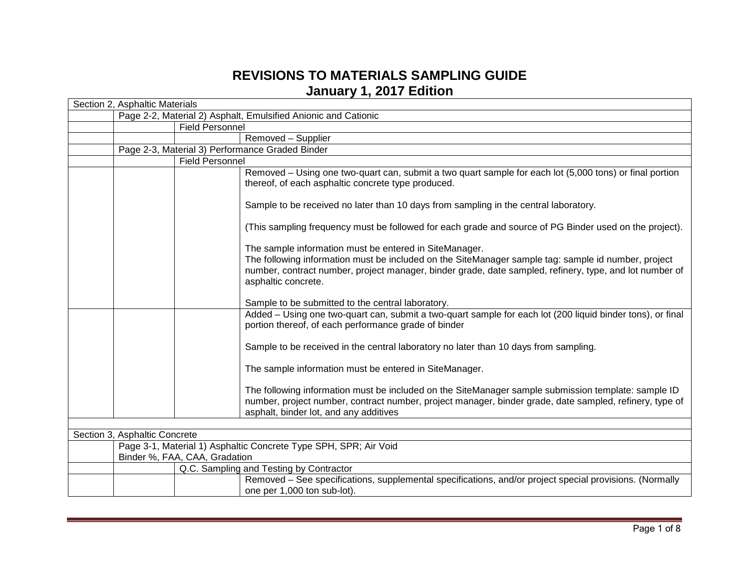# REVISIONS TO MATERIALS SAMPLING GUIDE
## January 1, 2017 Edition

| | | | |
|---|---|---|---|
| Section 2, Asphaltic Materials | | | |
| | Page 2-2, Material 2) Asphalt, Emulsified Anionic and Cationic | | |
| | | Field Personnel | |
| | | | Removed – Supplier |
| | Page 2-3, Material 3) Performance Graded Binder | | |
| | | Field Personnel | |
| | | | Removed – Using one two-quart can, submit a two quart sample for each lot (5,000 tons) or final portion thereof, of each asphaltic concrete type produced.<br><br>Sample to be received no later than 10 days from sampling in the central laboratory.<br><br>(This sampling frequency must be followed for each grade and source of PG Binder used on the project).<br><br>The sample information must be entered in SiteManager.<br>The following information must be included on the SiteManager sample tag: sample id number, project number, contract number, project manager, binder grade, date sampled, refinery, type, and lot number of asphaltic concrete.<br><br>Sample to be submitted to the central laboratory. |
| | | | Added – Using one two-quart can, submit a two-quart sample for each lot (200 liquid binder tons), or final portion thereof, of each performance grade of binder<br><br>Sample to be received in the central laboratory no later than 10 days from sampling.<br><br>The sample information must be entered in SiteManager.<br><br>The following information must be included on the SiteManager sample submission template: sample ID number, project number, contract number, project manager, binder grade, date sampled, refinery, type of asphalt, binder lot, and any additives |
| | | | |
| Section 3, Asphaltic Concrete | | | |
| | Page 3-1, Material 1) Asphaltic Concrete Type SPH, SPR; Air Void<br>Binder %, FAA, CAA, Gradation | | |
| | | Q.C. Sampling and Testing by Contractor | |
| | | | Removed – See specifications, supplemental specifications, and/or project special provisions. (Normally one per 1,000 ton sub-lot). |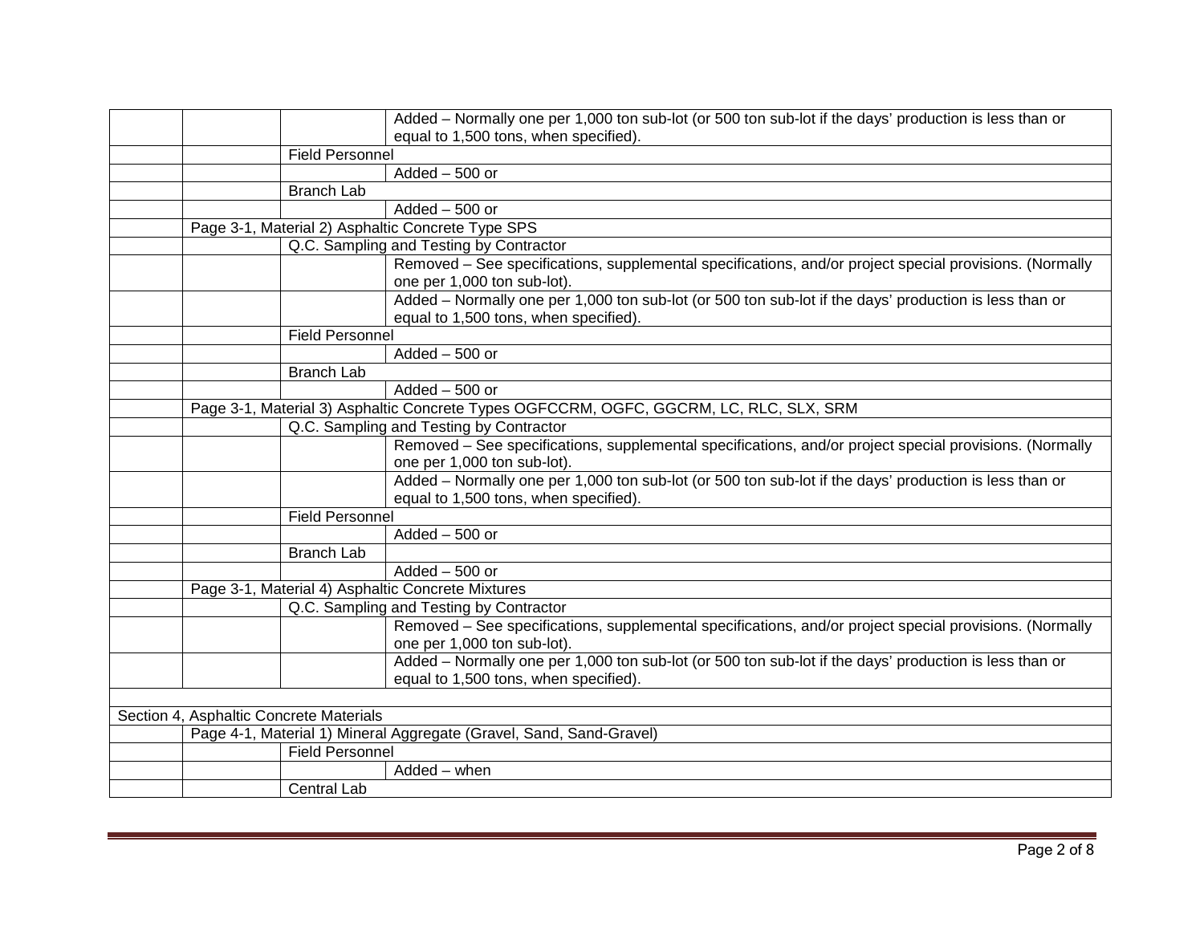| | | | |
|---|---|---|---|
| | | | Added – Normally one per 1,000 ton sub-lot (or 500 ton sub-lot if the days' production is less than or equal to 1,500 tons, when specified). |
| | | Field Personnel | |
| | | | Added – 500 or |
| | | Branch Lab | |
| | | | Added – 500 or |
| | Page 3-1, Material 2) Asphaltic Concrete Type SPS | | |
| | | Q.C. Sampling and Testing by Contractor | |
| | | | Removed – See specifications, supplemental specifications, and/or project special provisions. (Normally one per 1,000 ton sub-lot). |
| | | | Added – Normally one per 1,000 ton sub-lot (or 500 ton sub-lot if the days' production is less than or equal to 1,500 tons, when specified). |
| | | Field Personnel | |
| | | | Added – 500 or |
| | | Branch Lab | |
| | | | Added – 500 or |
| | Page 3-1, Material 3) Asphaltic Concrete Types OGFCCRM, OGFC, GGCRM, LC, RLC, SLX, SRM | | |
| | | Q.C. Sampling and Testing by Contractor | |
| | | | Removed – See specifications, supplemental specifications, and/or project special provisions. (Normally one per 1,000 ton sub-lot). |
| | | | Added – Normally one per 1,000 ton sub-lot (or 500 ton sub-lot if the days' production is less than or equal to 1,500 tons, when specified). |
| | | Field Personnel | |
| | | | Added – 500 or |
| | | Branch Lab | |
| | | | Added – 500 or |
| | Page 3-1, Material 4) Asphaltic Concrete Mixtures | | |
| | | Q.C. Sampling and Testing by Contractor | |
| | | | Removed – See specifications, supplemental specifications, and/or project special provisions. (Normally one per 1,000 ton sub-lot). |
| | | | Added – Normally one per 1,000 ton sub-lot (or 500 ton sub-lot if the days' production is less than or equal to 1,500 tons, when specified). |
| | | | |
| Section 4, Asphaltic Concrete Materials | | | |
| | Page 4-1, Material 1) Mineral Aggregate (Gravel, Sand, Sand-Gravel) | | |
| | | Field Personnel | |
| | | | Added – when |
| | | Central Lab | |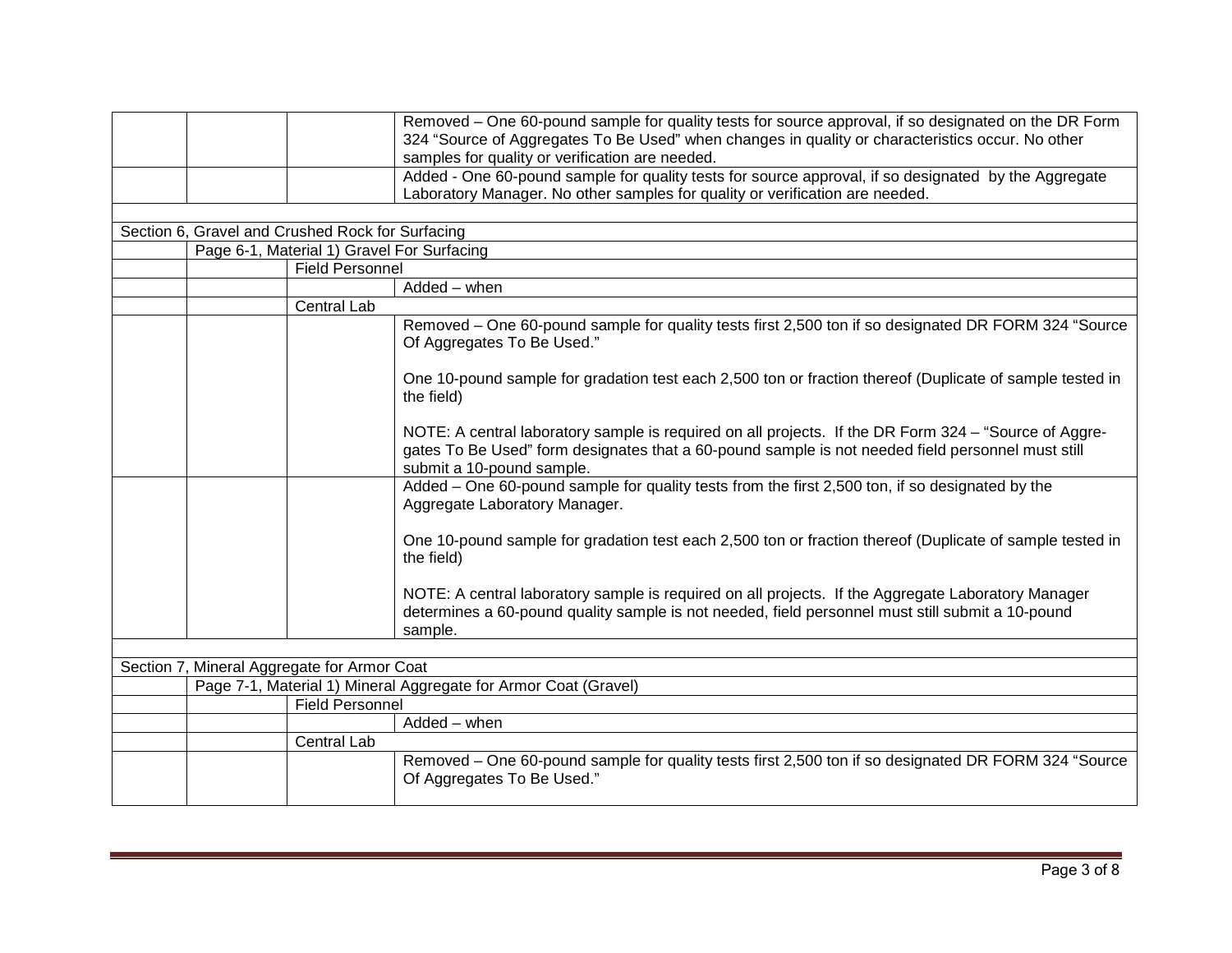| | | | |
|---|---|---|---|
| | | | Removed – One 60-pound sample for quality tests for source approval, if so designated on the DR Form 324 “Source of Aggregates To Be Used” when changes in quality or characteristics occur. No other samples for quality or verification are needed. |
| | | | Added - One 60-pound sample for quality tests for source approval, if so designated by the Aggregate Laboratory Manager. No other samples for quality or verification are needed. |
| | | | |
| Section 6, Gravel and Crushed Rock for Surfacing | | | |
| | Page 6-1, Material 1) Gravel For Surfacing | | |
| | | Field Personnel | |
| | | | Added – when |
| | | Central Lab | |
| | | | Removed – One 60-pound sample for quality tests first 2,500 ton if so designated DR FORM 324 “Source Of Aggregates To Be Used.”<br><br>One 10-pound sample for gradation test each 2,500 ton or fraction thereof (Duplicate of sample tested in the field)<br><br>NOTE: A central laboratory sample is required on all projects. If the DR Form 324 – “Source of Aggregates To Be Used” form designates that a 60-pound sample is not needed field personnel must still submit a 10-pound sample. |
| | | | Added – One 60-pound sample for quality tests from the first 2,500 ton, if so designated by the Aggregate Laboratory Manager.<br><br>One 10-pound sample for gradation test each 2,500 ton or fraction thereof (Duplicate of sample tested in the field)<br><br>NOTE: A central laboratory sample is required on all projects. If the Aggregate Laboratory Manager determines a 60-pound quality sample is not needed, field personnel must still submit a 10-pound sample. |
| | | | |
| Section 7, Mineral Aggregate for Armor Coat | | | |
| | Page 7-1, Material 1) Mineral Aggregate for Armor Coat (Gravel) | | |
| | | Field Personnel | |
| | | | Added – when |
| | | Central Lab | |
| | | | Removed – One 60-pound sample for quality tests first 2,500 ton if so designated DR FORM 324 “Source Of Aggregates To Be Used.” |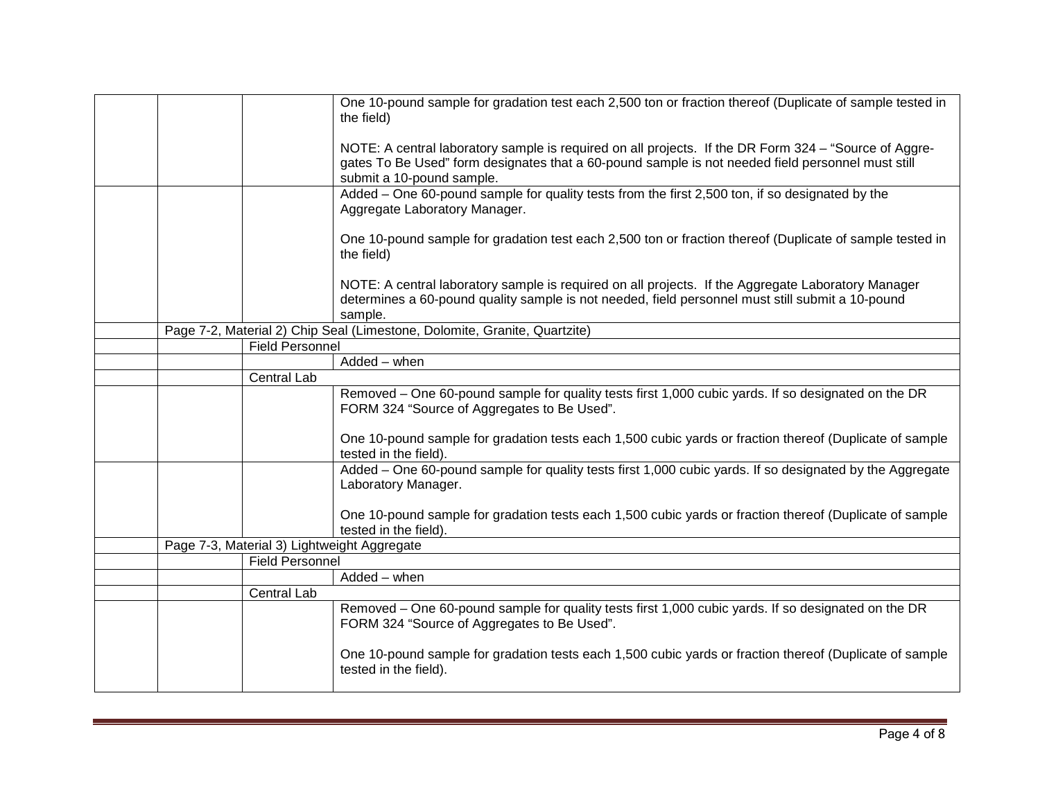| | | | |
|---|---|---|---|
| | | | One 10-pound sample for gradation test each 2,500 ton or fraction thereof (Duplicate of sample tested in the field)<br><br>NOTE: A central laboratory sample is required on all projects. If the DR Form 324 – "Source of Aggregates To Be Used" form designates that a 60-pound sample is not needed field personnel must still submit a 10-pound sample. |
| | | | Added – One 60-pound sample for quality tests from the first 2,500 ton, if so designated by the Aggregate Laboratory Manager.<br><br>One 10-pound sample for gradation test each 2,500 ton or fraction thereof (Duplicate of sample tested in the field)<br><br>NOTE: A central laboratory sample is required on all projects. If the Aggregate Laboratory Manager determines a 60-pound quality sample is not needed, field personnel must still submit a 10-pound sample. |
| | Page 7-2, Material 2) Chip Seal (Limestone, Dolomite, Granite, Quartzite) | | |
| | | Field Personnel | |
| | | | Added – when |
| | | Central Lab | |
| | | | Removed – One 60-pound sample for quality tests first 1,000 cubic yards. If so designated on the DR FORM 324 "Source of Aggregates to Be Used".<br><br>One 10-pound sample for gradation tests each 1,500 cubic yards or fraction thereof (Duplicate of sample tested in the field). |
| | | | Added – One 60-pound sample for quality tests first 1,000 cubic yards. If so designated by the Aggregate Laboratory Manager.<br><br>One 10-pound sample for gradation tests each 1,500 cubic yards or fraction thereof (Duplicate of sample tested in the field). |
| | Page 7-3, Material 3) Lightweight Aggregate | | |
| | | Field Personnel | |
| | | | Added – when |
| | | Central Lab | |
| | | | Removed – One 60-pound sample for quality tests first 1,000 cubic yards. If so designated on the DR FORM 324 "Source of Aggregates to Be Used".<br><br>One 10-pound sample for gradation tests each 1,500 cubic yards or fraction thereof (Duplicate of sample tested in the field). |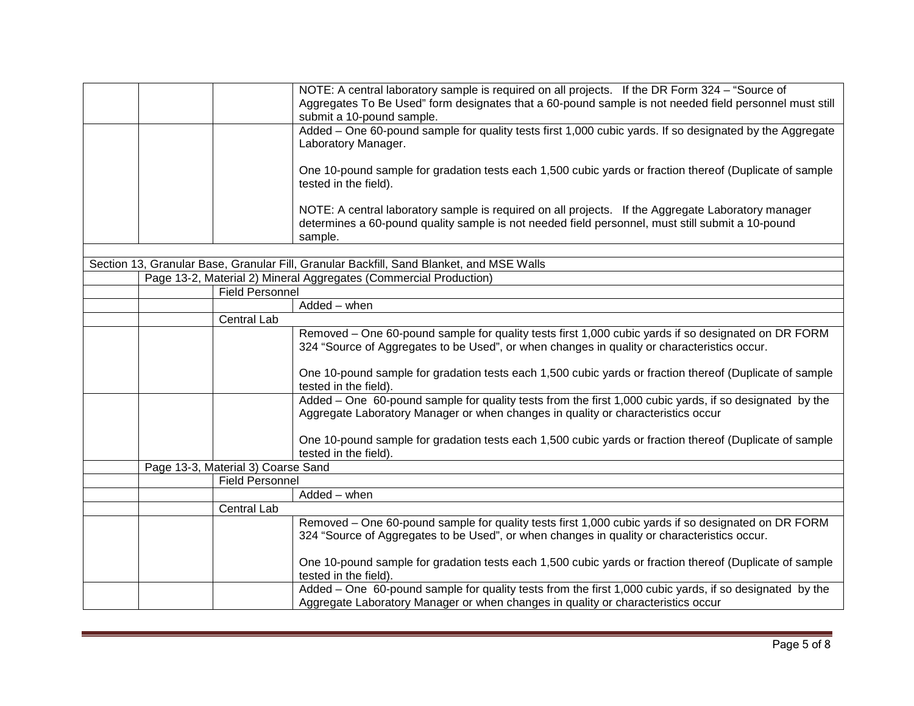| | | | |
|---|---|---|---|
| | | | NOTE: A central laboratory sample is required on all projects. If the DR Form 324 – "Source of Aggregates To Be Used" form designates that a 60-pound sample is not needed field personnel must still submit a 10-pound sample. |
| | | | Added – One 60-pound sample for quality tests first 1,000 cubic yards. If so designated by the Aggregate Laboratory Manager.<br><br>One 10-pound sample for gradation tests each 1,500 cubic yards or fraction thereof (Duplicate of sample tested in the field).<br><br>NOTE: A central laboratory sample is required on all projects. If the Aggregate Laboratory manager determines a 60-pound quality sample is not needed field personnel, must still submit a 10-pound sample. |
| | | | |
| Section 13, Granular Base, Granular Fill, Granular Backfill, Sand Blanket, and MSE Walls | | | |
| | Page 13-2, Material 2) Mineral Aggregates (Commercial Production) | | |
| | | Field Personnel | |
| | | | Added – when |
| | | Central Lab | |
| | | | Removed – One 60-pound sample for quality tests first 1,000 cubic yards if so designated on DR FORM 324 "Source of Aggregates to be Used", or when changes in quality or characteristics occur.<br><br>One 10-pound sample for gradation tests each 1,500 cubic yards or fraction thereof (Duplicate of sample tested in the field). |
| | | | Added – One 60-pound sample for quality tests from the first 1,000 cubic yards, if so designated by the Aggregate Laboratory Manager or when changes in quality or characteristics occur<br><br>One 10-pound sample for gradation tests each 1,500 cubic yards or fraction thereof (Duplicate of sample tested in the field). |
| | Page 13-3, Material 3) Coarse Sand | | |
| | | Field Personnel | |
| | | | Added – when |
| | | Central Lab | |
| | | | Removed – One 60-pound sample for quality tests first 1,000 cubic yards if so designated on DR FORM 324 "Source of Aggregates to be Used", or when changes in quality or characteristics occur.<br><br>One 10-pound sample for gradation tests each 1,500 cubic yards or fraction thereof (Duplicate of sample tested in the field). |
| | | | Added – One 60-pound sample for quality tests from the first 1,000 cubic yards, if so designated by the Aggregate Laboratory Manager or when changes in quality or characteristics occur |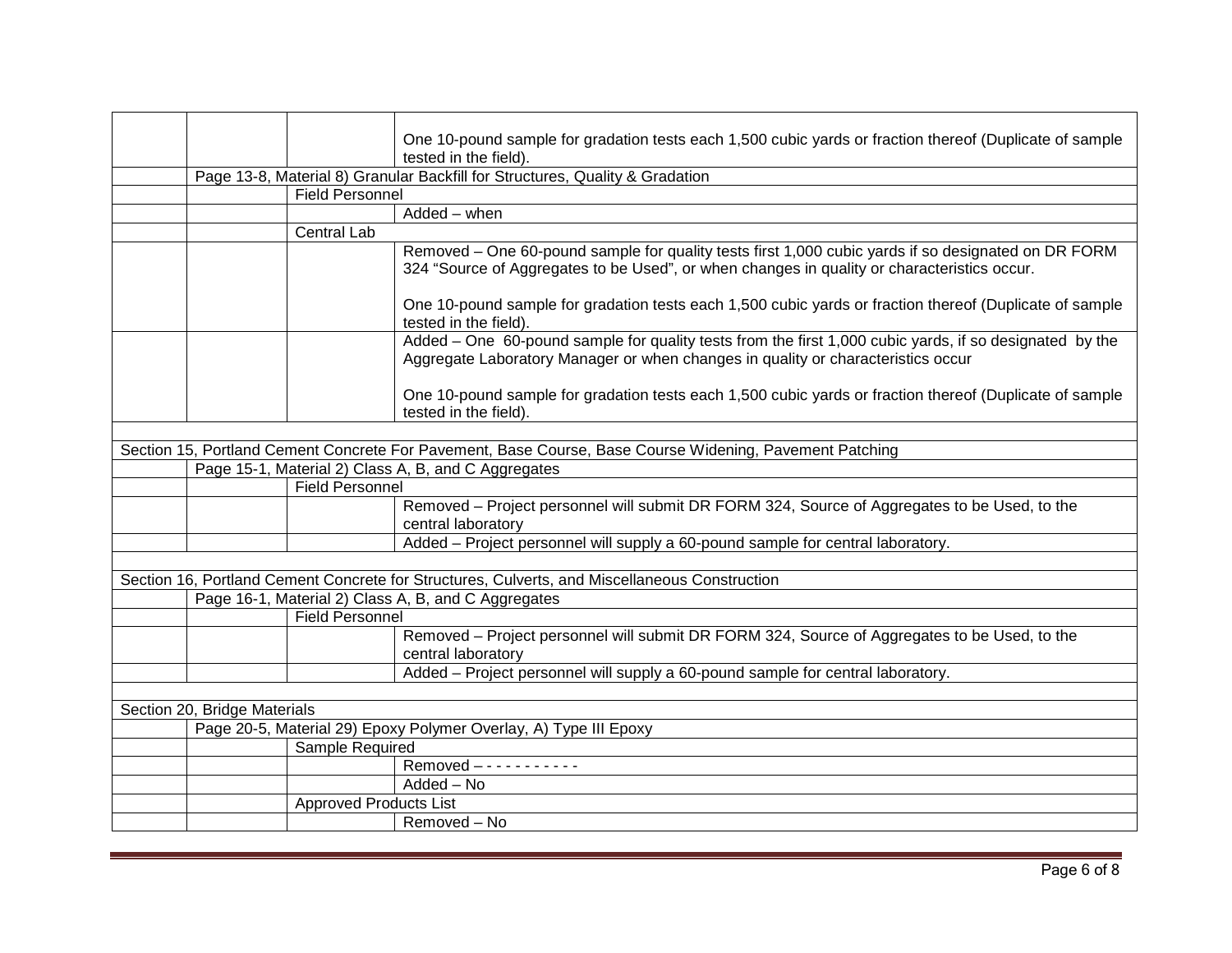| | | | |
|---|---|---|---|
| | | | One 10-pound sample for gradation tests each 1,500 cubic yards or fraction thereof (Duplicate of sample tested in the field). |
| | Page 13-8, Material 8) Granular Backfill for Structures, Quality & Gradation | | |
| | | Field Personnel | |
| | | | Added – when |
| | | Central Lab | |
| | | | Removed – One 60-pound sample for quality tests first 1,000 cubic yards if so designated on DR FORM 324 "Source of Aggregates to be Used", or when changes in quality or characteristics occur.<br><br>One 10-pound sample for gradation tests each 1,500 cubic yards or fraction thereof (Duplicate of sample tested in the field). |
| | | | Added – One 60-pound sample for quality tests from the first 1,000 cubic yards, if so designated by the Aggregate Laboratory Manager or when changes in quality or characteristics occur<br><br>One 10-pound sample for gradation tests each 1,500 cubic yards or fraction thereof (Duplicate of sample tested in the field). |
| | | | |
| Section 15, Portland Cement Concrete For Pavement, Base Course, Base Course Widening, Pavement Patching | | | |
| | Page 15-1, Material 2) Class A, B, and C Aggregates | | |
| | | Field Personnel | |
| | | | Removed – Project personnel will submit DR FORM 324, Source of Aggregates to be Used, to the central laboratory |
| | | | Added – Project personnel will supply a 60-pound sample for central laboratory. |
| | | | |
| Section 16, Portland Cement Concrete for Structures, Culverts, and Miscellaneous Construction | | | |
| | Page 16-1, Material 2) Class A, B, and C Aggregates | | |
| | | Field Personnel | |
| | | | Removed – Project personnel will submit DR FORM 324, Source of Aggregates to be Used, to the central laboratory |
| | | | Added – Project personnel will supply a 60-pound sample for central laboratory. |
| | | | |
| Section 20, Bridge Materials | | | |
| | Page 20-5, Material 29) Epoxy Polymer Overlay, A) Type III Epoxy | | |
| | | Sample Required | |
| | | | Removed – - - - - - - - - - - |
| | | | Added – No |
| | | Approved Products List | |
| | | | Removed – No |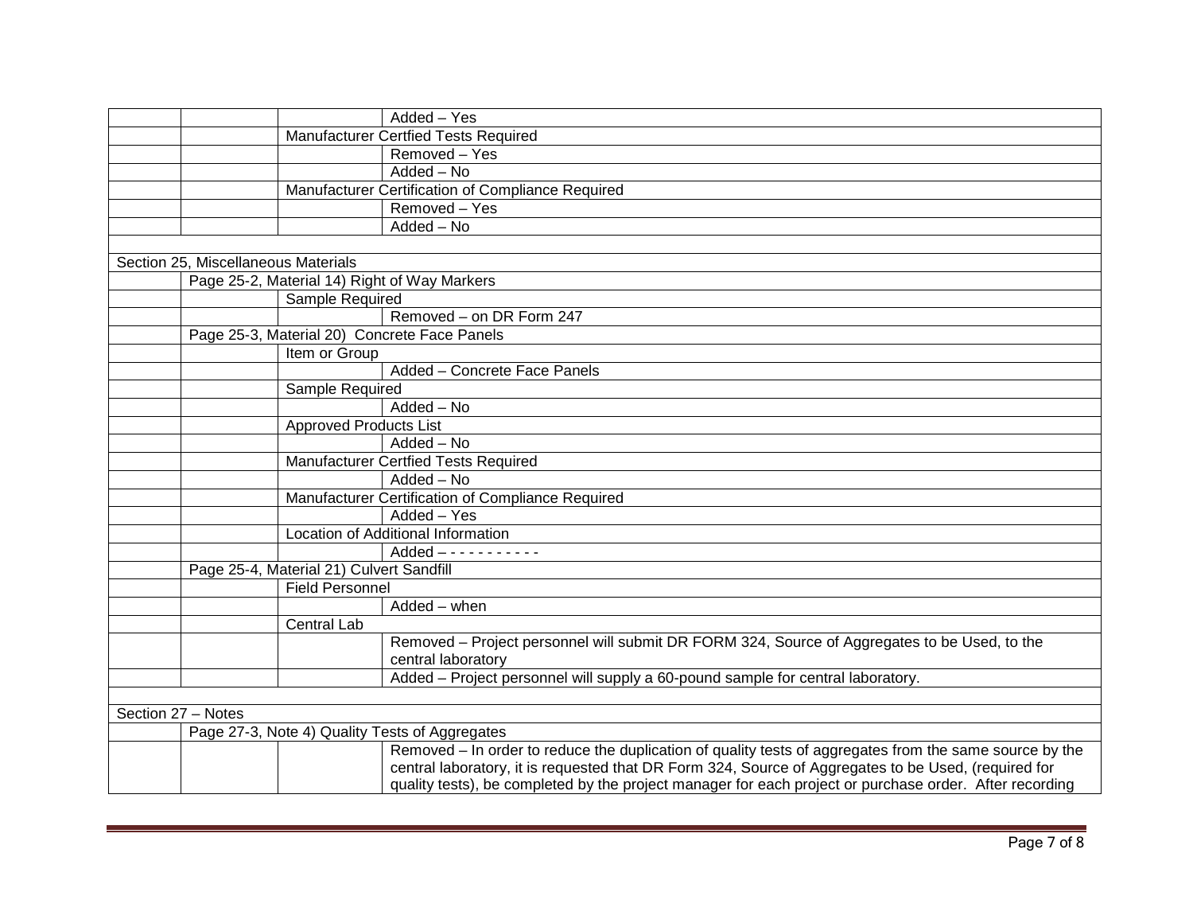| | | | |
|---|---|---|---|
| | | | Added – Yes |
| | | Manufacturer Certfied Tests Required | |
| | | | Removed – Yes |
| | | | Added – No |
| | | Manufacturer Certification of Compliance Required | |
| | | | Removed – Yes |
| | | | Added – No |
| | | | |
| Section 25, Miscellaneous Materials | | | |
| | Page 25-2, Material 14) Right of Way Markers | | |
| | | Sample Required | |
| | | | Removed – on DR Form 247 |
| | Page 25-3, Material 20) Concrete Face Panels | | |
| | | Item or Group | |
| | | | Added – Concrete Face Panels |
| | | Sample Required | |
| | | | Added – No |
| | | Approved Products List | |
| | | | Added – No |
| | | Manufacturer Certfied Tests Required | |
| | | | Added – No |
| | | Manufacturer Certification of Compliance Required | |
| | | | Added – Yes |
| | | Location of Additional Information | |
| | | | Added – - - - - - - - - - - |
| | Page 25-4, Material 21) Culvert Sandfill | | |
| | | Field Personnel | |
| | | | Added – when |
| | | Central Lab | |
| | | | Removed – Project personnel will submit DR FORM 324, Source of Aggregates to be Used, to the central laboratory |
| | | | Added – Project personnel will supply a 60-pound sample for central laboratory. |
| | | | |
| Section 27 – Notes | | | |
| | Page 27-3, Note 4) Quality Tests of Aggregates | | |
| | | | Removed – In order to reduce the duplication of quality tests of aggregates from the same source by the central laboratory, it is requested that DR Form 324, Source of Aggregates to be Used, (required for quality tests), be completed by the project manager for each project or purchase order. After recording |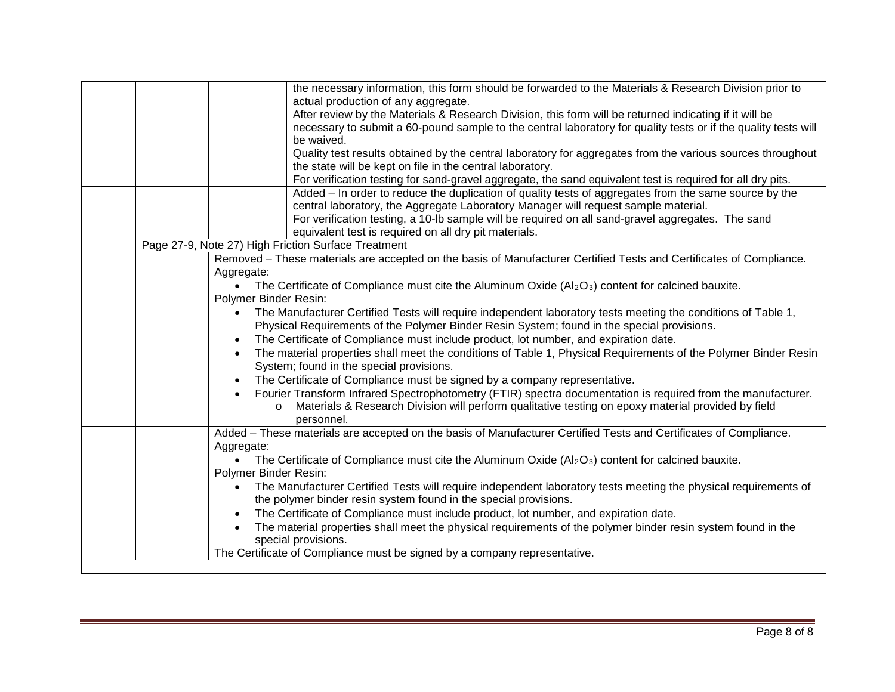| | | | |
|---|---|---|---|
| | | | the necessary information, this form should be forwarded to the Materials & Research Division prior to actual production of any aggregate.<br>After review by the Materials & Research Division, this form will be returned indicating if it will be necessary to submit a 60-pound sample to the central laboratory for quality tests or if the quality tests will be waived.<br>Quality test results obtained by the central laboratory for aggregates from the various sources throughout the state will be kept on file in the central laboratory.<br>For verification testing for sand-gravel aggregate, the sand equivalent test is required for all dry pits. |
| | | | Added – In order to reduce the duplication of quality tests of aggregates from the same source by the central laboratory, the Aggregate Laboratory Manager will request sample material.<br>For verification testing, a 10-lb sample will be required on all sand-gravel aggregates. The sand equivalent test is required on all dry pit materials. |
| | Page 27-9, Note 27) High Friction Surface Treatment | | |
| | | Removed – These materials are accepted on the basis of Manufacturer Certified Tests and Certificates of Compliance.<br>Aggregate:<br>• The Certificate of Compliance must cite the Aluminum Oxide ($Al_2O_3$) content for calcined bauxite.<br>Polymer Binder Resin:<br>• The Manufacturer Certified Tests will require independent laboratory tests meeting the conditions of Table 1, Physical Requirements of the Polymer Binder Resin System; found in the special provisions.<br>• The Certificate of Compliance must include product, lot number, and expiration date.<br>• The material properties shall meet the conditions of Table 1, Physical Requirements of the Polymer Binder Resin System; found in the special provisions.<br>• The Certificate of Compliance must be signed by a company representative.<br>• Fourier Transform Infrared Spectrophotometry (FTIR) spectra documentation is required from the manufacturer.<br>o Materials & Research Division will perform qualitative testing on epoxy material provided by field personnel. | |
| | | Added – These materials are accepted on the basis of Manufacturer Certified Tests and Certificates of Compliance.<br>Aggregate:<br>• The Certificate of Compliance must cite the Aluminum Oxide ($Al_2O_3$) content for calcined bauxite.<br>Polymer Binder Resin:<br>• The Manufacturer Certified Tests will require independent laboratory tests meeting the physical requirements of the polymer binder resin system found in the special provisions.<br>• The Certificate of Compliance must include product, lot number, and expiration date.<br>• The material properties shall meet the physical requirements of the polymer binder resin system found in the special provisions.<br>The Certificate of Compliance must be signed by a company representative. | |
| | | | |